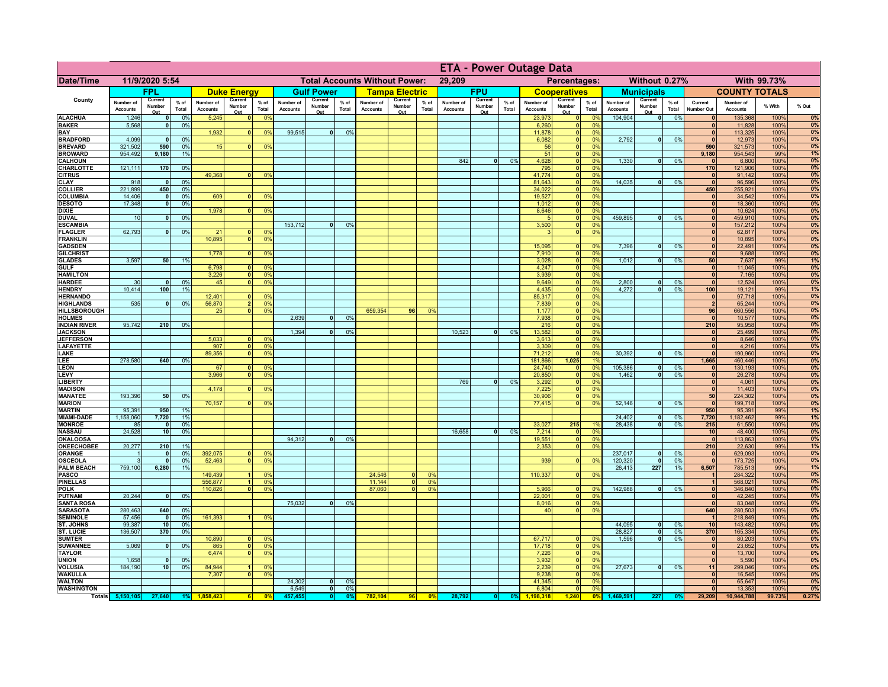# ETA - Power Outage Data

**Date/Time:** 11/9/2020 5:54 | **Total Accounts Without Power:** 29,209 | **Percentages:** Without 0.27% | With 99.73%

| County | FPL | | | Duke Energy | | | Gulf Power | | | Tampa Electric | | | FPU | | | Cooperatives | | | Municipals | | | COUNTY TOTALS | | | |
|---|---|---|---|---|---|---|---|---|---|---|---|---|---|---|---|---|---|---|---|---|---|---|---|---|---|
| | Number of Accounts | Current Number Out | % of Total | Number of Accounts | Current Number Out | % of Total | Number of Accounts | Current Number Out | % of Total | Number of Accounts | Current Number Out | % of Total | Number of Accounts | Current Number Out | % of Total | Number of Accounts | Current Number Out | % of Total | Number of Accounts | Current Number Out | % of Total | Current Number Out | Number of Accounts | % With | % Out |
| ALACHUA | 1,246 | 0 | 0% | 5,245 | 0 | 0% | | | | | | | | | | 23,973 | 0 | 0% | 104,904 | 0 | 0% | 0 | 135,368 | 100% | 0% |
| BAKER | 5,568 | 0 | 0% | | | | | | | | | | | | | 6,260 | 0 | 0% | | | | 0 | 11,828 | 100% | 0% |
| BAY | | | | 1,932 | 0 | 0% | 99,515 | 0 | 0% | | | | | | | 11,878 | 0 | 0% | | | | 0 | 113,325 | 100% | 0% |
| BRADFORD | 4,099 | 0 | 0% | | | | | | | | | | | | | 6,082 | 0 | 0% | 2,792 | 0 | 0% | 0 | 12,973 | 100% | 0% |
| BREVARD | 321,502 | 590 | 0% | 15 | 0 | 0% | | | | | | | | | | 56 | 0 | 0% | | | | 590 | 321,573 | 100% | 0% |
| BROWARD | 954,492 | 9,180 | 1% | | | | | | | | | | | | | 51 | 0 | 0% | | | | 9,180 | 954,543 | 99% | 1% |
| CALHOUN | | | | | | | | | | | | | 842 | 0 | 0% | 4,628 | 0 | 0% | 1,330 | 0 | 0% | 0 | 6,800 | 100% | 0% |
| CHARLOTTE | 121,111 | 170 | 0% | | | | | | | | | | | | | 795 | 0 | 0% | | | | 170 | 121,906 | 100% | 0% |
| CITRUS | | | | 49,368 | 0 | 0% | | | | | | | | | | 41,774 | 0 | 0% | | | | 0 | 91,142 | 100% | 0% |
| CLAY | 918 | 0 | 0% | | | | | | | | | | | | | 81,643 | 0 | 0% | 14,035 | 0 | 0% | 0 | 96,596 | 100% | 0% |
| COLLIER | 221,899 | 450 | 0% | | | | | | | | | | | | | 34,022 | 0 | 0% | | | | 450 | 255,921 | 100% | 0% |
| COLUMBIA | 14,406 | 0 | 0% | 609 | 0 | 0% | | | | | | | | | | 19,527 | 0 | 0% | | | | 0 | 34,542 | 100% | 0% |
| DESOTO | 17,348 | 0 | 0% | | | | | | | | | | | | | 1,012 | 0 | 0% | | | | 0 | 18,360 | 100% | 0% |
| DIXIE | | | | 1,978 | 0 | 0% | | | | | | | | | | 8,646 | 0 | 0% | | | | 0 | 10,624 | 100% | 0% |
| DUVAL | 10 | 0 | 0% | | | | | | | | | | | | | 5 | 0 | 0% | 459,895 | 0 | 0% | 0 | 459,910 | 100% | 0% |
| ESCAMBIA | | | | | | | 153,712 | 0 | 0% | | | | | | | 3,500 | 0 | 0% | | | | 0 | 157,212 | 100% | 0% |
| FLAGLER | 62,793 | 0 | 0% | 21 | 0 | 0% | | | | | | | | | | 3 | 0 | 0% | | | | 0 | 62,817 | 100% | 0% |
| FRANKLIN | | | | 10,895 | 0 | 0% | | | | | | | | | | | | | | | | 0 | 10,895 | 100% | 0% |
| GADSDEN | | | | | | | | | | | | | | | | 15,095 | 0 | 0% | 7,396 | 0 | 0% | 0 | 22,491 | 100% | 0% |
| GILCHRIST | | | | 1,778 | 0 | 0% | | | | | | | | | | 7,910 | 0 | 0% | | | | 0 | 9,688 | 100% | 0% |
| GLADES | 3,597 | 50 | 1% | | | | | | | | | | | | | 3,028 | 0 | 0% | 1,012 | 0 | 0% | 50 | 7,637 | 99% | 1% |
| GULF | | | | 6,798 | 0 | 0% | | | | | | | | | | 4,247 | 0 | 0% | | | | 0 | 11,045 | 100% | 0% |
| HAMILTON | | | | 3,226 | 0 | 0% | | | | | | | | | | 3,939 | 0 | 0% | | | | 0 | 7,165 | 100% | 0% |
| HARDEE | 30 | 0 | 0% | 45 | 0 | 0% | | | | | | | | | | 9,649 | 0 | 0% | 2,800 | 0 | 0% | 0 | 12,524 | 100% | 0% |
| HENDRY | 10,414 | 100 | 1% | | | | | | | | | | | | | 4,435 | 0 | 0% | 4,272 | 0 | 0% | 100 | 19,121 | 99% | 1% |
| HERNANDO | | | | 12,401 | 0 | 0% | | | | | | | | | | 85,317 | 0 | 0% | | | | 0 | 97,718 | 100% | 0% |
| HIGHLANDS | 535 | 0 | 0% | 56,870 | 2 | 0% | | | | | | | | | | 7,839 | 0 | 0% | | | | 2 | 65,244 | 100% | 0% |
| HILLSBOROUGH | | | | 25 | 0 | 0% | | | | 659,354 | 96 | 0% | | | | 1,177 | 0 | 0% | | | | 96 | 660,556 | 100% | 0% |
| HOLMES | | | | | | | 2,639 | 0 | 0% | | | | | | | 7,938 | 0 | 0% | | | | 0 | 10,577 | 100% | 0% |
| INDIAN RIVER | 95,742 | 210 | 0% | | | | | | | | | | | | | 216 | 0 | 0% | | | | 210 | 95,958 | 100% | 0% |
| JACKSON | | | | | | | 1,394 | 0 | 0% | | | | 10,523 | 0 | 0% | 13,582 | 0 | 0% | | | | 0 | 25,499 | 100% | 0% |
| JEFFERSON | | | | 5,033 | 0 | 0% | | | | | | | | | | 3,613 | 0 | 0% | | | | 0 | 8,646 | 100% | 0% |
| LAFAYETTE | | | | 907 | 0 | 0% | | | | | | | | | | 3,309 | 0 | 0% | | | | 0 | 4,216 | 100% | 0% |
| LAKE | | | | 89,356 | 0 | 0% | | | | | | | | | | 71,212 | 0 | 0% | 30,392 | 0 | 0% | 0 | 190,960 | 100% | 0% |
| LEE | 278,580 | 640 | 0% | | | | | | | | | | | | | 181,866 | 1,025 | 1% | | | | 1,665 | 460,446 | 100% | 0% |
| LEON | | | | 67 | 0 | 0% | | | | | | | | | | 24,740 | 0 | 0% | 105,386 | 0 | 0% | 0 | 130,193 | 100% | 0% |
| LEVY | | | | 3,966 | 0 | 0% | | | | | | | | | | 20,850 | 0 | 0% | 1,462 | 0 | 0% | 0 | 26,278 | 100% | 0% |
| LIBERTY | | | | | | | | | | | | | 769 | 0 | 0% | 3,292 | 0 | 0% | | | | 0 | 4,061 | 100% | 0% |
| MADISON | | | | 4,178 | 0 | 0% | | | | | | | | | | 7,225 | 0 | 0% | | | | 0 | 11,403 | 100% | 0% |
| MANATEE | 193,396 | 50 | 0% | | | | | | | | | | | | | 30,906 | 0 | 0% | | | | 50 | 224,302 | 100% | 0% |
| MARION | | | | 70,157 | 0 | 0% | | | | | | | | | | 77,415 | 0 | 0% | 52,146 | 0 | 0% | 0 | 199,718 | 100% | 0% |
| MARTIN | 95,391 | 950 | 1% | | | | | | | | | | | | | | | | | | | 950 | 95,391 | 99% | 1% |
| MIAMI-DADE | 1,158,060 | 7,720 | 1% | | | | | | | | | | | | | | | | 24,402 | 0 | 0% | 7,720 | 1,182,462 | 99% | 1% |
| MONROE | 85 | 0 | 0% | | | | | | | | | | | | | 33,027 | 215 | 1% | 28,438 | 0 | 0% | 215 | 61,550 | 100% | 0% |
| NASSAU | 24,528 | 10 | 0% | | | | | | | | | | 16,658 | 0 | 0% | 7,214 | 0 | 0% | | | | 10 | 48,400 | 100% | 0% |
| OKALOOSA | | | | | | | 94,312 | 0 | 0% | | | | | | | 19,551 | 0 | 0% | | | | 0 | 113,863 | 100% | 0% |
| OKEECHOBEE | 20,277 | 210 | 1% | | | | | | | | | | | | | 2,353 | 0 | 0% | | | | 210 | 22,630 | 99% | 1% |
| ORANGE | 1 | 0 | 0% | 392,075 | 0 | 0% | | | | | | | | | | | | | 237,017 | 0 | 0% | 0 | 629,093 | 100% | 0% |
| OSCEOLA | 3 | 0 | 0% | 52,463 | 0 | 0% | | | | | | | | | | 939 | 0 | 0% | 120,320 | 0 | 0% | 0 | 173,725 | 100% | 0% |
| PALM BEACH | 759,100 | 6,280 | 1% | | | | | | | | | | | | | | | | 26,413 | 227 | 1% | 6,507 | 785,513 | 99% | 1% |
| PASCO | | | | 149,439 | 1 | 0% | | | | 24,546 | 0 | 0% | | | | 110,337 | 0 | 0% | | | | 1 | 284,322 | 100% | 0% |
| PINELLAS | | | | 556,877 | 1 | 0% | | | | 11,144 | 0 | 0% | | | | | | | | | | 1 | 568,021 | 100% | 0% |
| POLK | | | | 110,826 | 0 | 0% | | | | 87,060 | 0 | 0% | | | | 5,966 | 0 | 0% | 142,988 | 0 | 0% | 0 | 346,840 | 100% | 0% |
| PUTNAM | 20,244 | 0 | 0% | | | | | | | | | | | | | 22,001 | 0 | 0% | | | | 0 | 42,245 | 100% | 0% |
| SANTA ROSA | | | | | | | 75,032 | 0 | 0% | | | | | | | 8,016 | 0 | 0% | | | | 0 | 83,048 | 100% | 0% |
| SARASOTA | 280,463 | 640 | 0% | | | | | | | | | | | | | 40 | 0 | 0% | | | | 640 | 280,503 | 100% | 0% |
| SEMINOLE | 57,456 | 0 | 0% | 161,393 | 1 | 0% | | | | | | | | | | | | | | | | 1 | 218,849 | 100% | 0% |
| ST. JOHNS | 99,387 | 10 | 0% | | | | | | | | | | | | | | | | 44,095 | 0 | 0% | 10 | 143,482 | 100% | 0% |
| ST. LUCIE | 136,507 | 370 | 0% | | | | | | | | | | | | | | | | 28,827 | 0 | 0% | 370 | 165,334 | 100% | 0% |
| SUMTER | | | | 10,890 | 0 | 0% | | | | | | | | | | 67,717 | 0 | 0% | 1,596 | 0 | 0% | 0 | 80,203 | 100% | 0% |
| SUWANNEE | 5,069 | 0 | 0% | 865 | 0 | 0% | | | | | | | | | | 17,718 | 0 | 0% | | | | 0 | 23,652 | 100% | 0% |
| TAYLOR | | | | 6,474 | 0 | 0% | | | | | | | | | | 7,226 | 0 | 0% | | | | 0 | 13,700 | 100% | 0% |
| UNION | 1,658 | 0 | 0% | | | | | | | | | | | | | 3,932 | 0 | 0% | | | | 0 | 5,590 | 100% | 0% |
| VOLUSIA | 184,190 | 10 | 0% | 84,944 | 1 | 0% | | | | | | | | | | 2,239 | 0 | 0% | 27,673 | 0 | 0% | 11 | 299,046 | 100% | 0% |
| WAKULLA | | | | 7,307 | 0 | 0% | | | | | | | | | | 9,238 | 0 | 0% | | | | 0 | 16,545 | 100% | 0% |
| WALTON | | | | | | | 24,302 | 0 | 0% | | | | | | | 41,345 | 0 | 0% | | | | 0 | 65,647 | 100% | 0% |
| WASHINGTON | | | | | | | 6,549 | 0 | 0% | | | | | | | 6,804 | 0 | 0% | | | | 0 | 13,353 | 100% | 0% |
| Totals | 5,150,105 | 27,640 | 1% | 1,858,423 | 6 | 0% | 457,455 | 0 | 0% | 782,104 | 96 | 0% | 28,792 | 0 | 0% | 1,198,318 | 1,240 | 0% | 1,469,591 | 227 | 0% | 29,209 | 10,944,788 | 99.73% | 0.27% |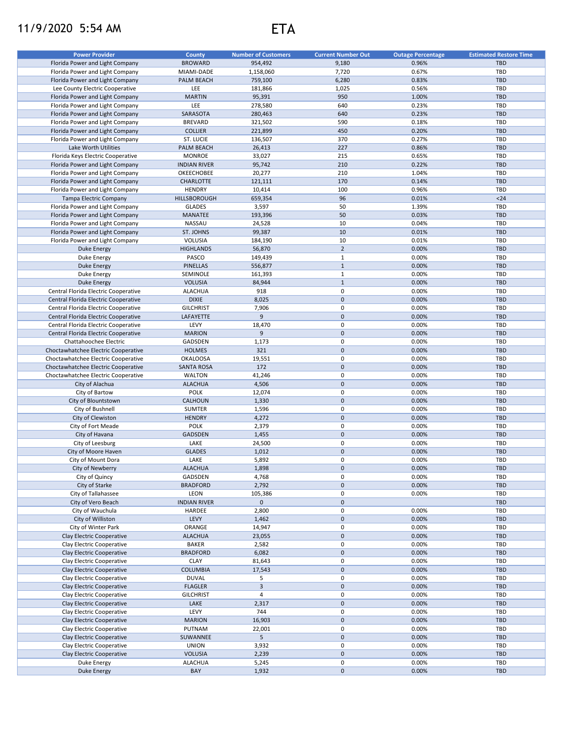11/9/2020 5:54 AM

# ETA

| Power Provider | County | Number of Customers | Current Number Out | Outage Percentage | Estimated Restore Time |
|---|---|---|---|---|---|
| Florida Power and Light Company | BROWARD | 954,492 | 9,180 | 0.96% | TBD |
| Florida Power and Light Company | MIAMI-DADE | 1,158,060 | 7,720 | 0.67% | TBD |
| Florida Power and Light Company | PALM BEACH | 759,100 | 6,280 | 0.83% | TBD |
| Lee County Electric Cooperative | LEE | 181,866 | 1,025 | 0.56% | TBD |
| Florida Power and Light Company | MARTIN | 95,391 | 950 | 1.00% | TBD |
| Florida Power and Light Company | LEE | 278,580 | 640 | 0.23% | TBD |
| Florida Power and Light Company | SARASOTA | 280,463 | 640 | 0.23% | TBD |
| Florida Power and Light Company | BREVARD | 321,502 | 590 | 0.18% | TBD |
| Florida Power and Light Company | COLLIER | 221,899 | 450 | 0.20% | TBD |
| Florida Power and Light Company | ST. LUCIE | 136,507 | 370 | 0.27% | TBD |
| Lake Worth Utilities | PALM BEACH | 26,413 | 227 | 0.86% | TBD |
| Florida Keys Electric Cooperative | MONROE | 33,027 | 215 | 0.65% | TBD |
| Florida Power and Light Company | INDIAN RIVER | 95,742 | 210 | 0.22% | TBD |
| Florida Power and Light Company | OKEECHOBEE | 20,277 | 210 | 1.04% | TBD |
| Florida Power and Light Company | CHARLOTTE | 121,111 | 170 | 0.14% | TBD |
| Florida Power and Light Company | HENDRY | 10,414 | 100 | 0.96% | TBD |
| Tampa Electric Company | HILLSBOROUGH | 659,354 | 96 | 0.01% | <24 |
| Florida Power and Light Company | GLADES | 3,597 | 50 | 1.39% | TBD |
| Florida Power and Light Company | MANATEE | 193,396 | 50 | 0.03% | TBD |
| Florida Power and Light Company | NASSAU | 24,528 | 10 | 0.04% | TBD |
| Florida Power and Light Company | ST. JOHNS | 99,387 | 10 | 0.01% | TBD |
| Florida Power and Light Company | VOLUSIA | 184,190 | 10 | 0.01% | TBD |
| Duke Energy | HIGHLANDS | 56,870 | 2 | 0.00% | TBD |
| Duke Energy | PASCO | 149,439 | 1 | 0.00% | TBD |
| Duke Energy | PINELLAS | 556,877 | 1 | 0.00% | TBD |
| Duke Energy | SEMINOLE | 161,393 | 1 | 0.00% | TBD |
| Duke Energy | VOLUSIA | 84,944 | 1 | 0.00% | TBD |
| Central Florida Electric Cooperative | ALACHUA | 918 | 0 | 0.00% | TBD |
| Central Florida Electric Cooperative | DIXIE | 8,025 | 0 | 0.00% | TBD |
| Central Florida Electric Cooperative | GILCHRIST | 7,906 | 0 | 0.00% | TBD |
| Central Florida Electric Cooperative | LAFAYETTE | 9 | 0 | 0.00% | TBD |
| Central Florida Electric Cooperative | LEVY | 18,470 | 0 | 0.00% | TBD |
| Central Florida Electric Cooperative | MARION | 9 | 0 | 0.00% | TBD |
| Chattahoochee Electric | GADSDEN | 1,173 | 0 | 0.00% | TBD |
| Choctawhatchee Electric Cooperative | HOLMES | 321 | 0 | 0.00% | TBD |
| Choctawhatchee Electric Cooperative | OKALOOSA | 19,551 | 0 | 0.00% | TBD |
| Choctawhatchee Electric Cooperative | SANTA ROSA | 172 | 0 | 0.00% | TBD |
| Choctawhatchee Electric Cooperative | WALTON | 41,246 | 0 | 0.00% | TBD |
| City of Alachua | ALACHUA | 4,506 | 0 | 0.00% | TBD |
| City of Bartow | POLK | 12,074 | 0 | 0.00% | TBD |
| City of Blountstown | CALHOUN | 1,330 | 0 | 0.00% | TBD |
| City of Bushnell | SUMTER | 1,596 | 0 | 0.00% | TBD |
| City of Clewiston | HENDRY | 4,272 | 0 | 0.00% | TBD |
| City of Fort Meade | POLK | 2,379 | 0 | 0.00% | TBD |
| City of Havana | GADSDEN | 1,455 | 0 | 0.00% | TBD |
| City of Leesburg | LAKE | 24,500 | 0 | 0.00% | TBD |
| City of Moore Haven | GLADES | 1,012 | 0 | 0.00% | TBD |
| City of Mount Dora | LAKE | 5,892 | 0 | 0.00% | TBD |
| City of Newberry | ALACHUA | 1,898 | 0 | 0.00% | TBD |
| City of Quincy | GADSDEN | 4,768 | 0 | 0.00% | TBD |
| City of Starke | BRADFORD | 2,792 | 0 | 0.00% | TBD |
| City of Tallahassee | LEON | 105,386 | 0 | 0.00% | TBD |
| City of Vero Beach | INDIAN RIVER | 0 | 0 | | TBD |
| City of Wauchula | HARDEE | 2,800 | 0 | 0.00% | TBD |
| City of Williston | LEVY | 1,462 | 0 | 0.00% | TBD |
| City of Winter Park | ORANGE | 14,947 | 0 | 0.00% | TBD |
| Clay Electric Cooperative | ALACHUA | 23,055 | 0 | 0.00% | TBD |
| Clay Electric Cooperative | BAKER | 2,582 | 0 | 0.00% | TBD |
| Clay Electric Cooperative | BRADFORD | 6,082 | 0 | 0.00% | TBD |
| Clay Electric Cooperative | CLAY | 81,643 | 0 | 0.00% | TBD |
| Clay Electric Cooperative | COLUMBIA | 17,543 | 0 | 0.00% | TBD |
| Clay Electric Cooperative | DUVAL | 5 | 0 | 0.00% | TBD |
| Clay Electric Cooperative | FLAGLER | 3 | 0 | 0.00% | TBD |
| Clay Electric Cooperative | GILCHRIST | 4 | 0 | 0.00% | TBD |
| Clay Electric Cooperative | LAKE | 2,317 | 0 | 0.00% | TBD |
| Clay Electric Cooperative | LEVY | 744 | 0 | 0.00% | TBD |
| Clay Electric Cooperative | MARION | 16,903 | 0 | 0.00% | TBD |
| Clay Electric Cooperative | PUTNAM | 22,001 | 0 | 0.00% | TBD |
| Clay Electric Cooperative | SUWANNEE | 5 | 0 | 0.00% | TBD |
| Clay Electric Cooperative | UNION | 3,932 | 0 | 0.00% | TBD |
| Clay Electric Cooperative | VOLUSIA | 2,239 | 0 | 0.00% | TBD |
| Duke Energy | ALACHUA | 5,245 | 0 | 0.00% | TBD |
| Duke Energy | BAY | 1,932 | 0 | 0.00% | TBD |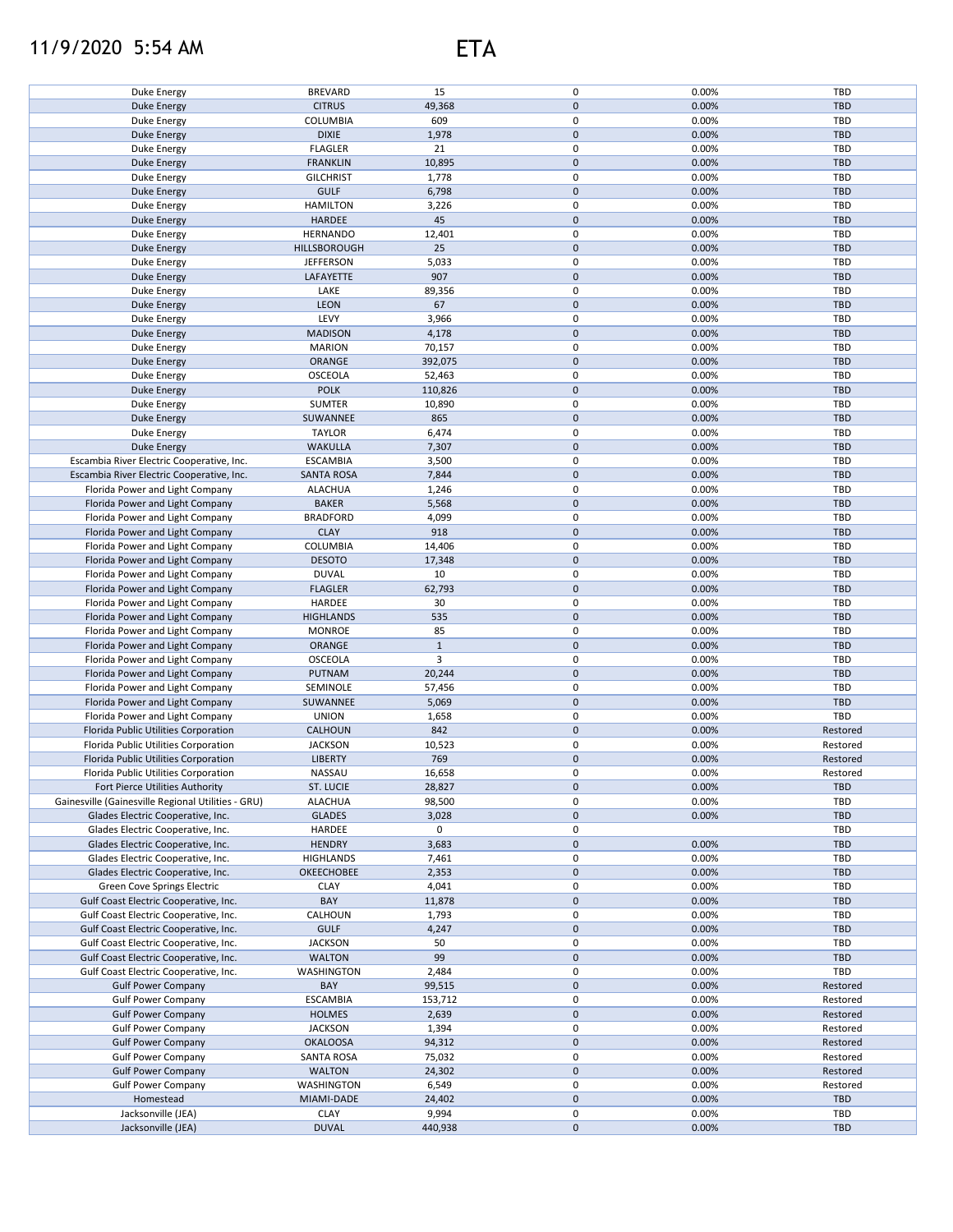# ETA

| | | | | | |
|---|---|---|---|---|---|
| Duke Energy | BREVARD | 15 | 0 | 0.00% | TBD |
| Duke Energy | CITRUS | 49,368 | 0 | 0.00% | TBD |
| Duke Energy | COLUMBIA | 609 | 0 | 0.00% | TBD |
| Duke Energy | DIXIE | 1,978 | 0 | 0.00% | TBD |
| Duke Energy | FLAGLER | 21 | 0 | 0.00% | TBD |
| Duke Energy | FRANKLIN | 10,895 | 0 | 0.00% | TBD |
| Duke Energy | GILCHRIST | 1,778 | 0 | 0.00% | TBD |
| Duke Energy | GULF | 6,798 | 0 | 0.00% | TBD |
| Duke Energy | HAMILTON | 3,226 | 0 | 0.00% | TBD |
| Duke Energy | HARDEE | 45 | 0 | 0.00% | TBD |
| Duke Energy | HERNANDO | 12,401 | 0 | 0.00% | TBD |
| Duke Energy | HILLSBOROUGH | 25 | 0 | 0.00% | TBD |
| Duke Energy | JEFFERSON | 5,033 | 0 | 0.00% | TBD |
| Duke Energy | LAFAYETTE | 907 | 0 | 0.00% | TBD |
| Duke Energy | LAKE | 89,356 | 0 | 0.00% | TBD |
| Duke Energy | LEON | 67 | 0 | 0.00% | TBD |
| Duke Energy | LEVY | 3,966 | 0 | 0.00% | TBD |
| Duke Energy | MADISON | 4,178 | 0 | 0.00% | TBD |
| Duke Energy | MARION | 70,157 | 0 | 0.00% | TBD |
| Duke Energy | ORANGE | 392,075 | 0 | 0.00% | TBD |
| Duke Energy | OSCEOLA | 52,463 | 0 | 0.00% | TBD |
| Duke Energy | POLK | 110,826 | 0 | 0.00% | TBD |
| Duke Energy | SUMTER | 10,890 | 0 | 0.00% | TBD |
| Duke Energy | SUWANNEE | 865 | 0 | 0.00% | TBD |
| Duke Energy | TAYLOR | 6,474 | 0 | 0.00% | TBD |
| Duke Energy | WAKULLA | 7,307 | 0 | 0.00% | TBD |
| Escambia River Electric Cooperative, Inc. | ESCAMBIA | 3,500 | 0 | 0.00% | TBD |
| Escambia River Electric Cooperative, Inc. | SANTA ROSA | 7,844 | 0 | 0.00% | TBD |
| Florida Power and Light Company | ALACHUA | 1,246 | 0 | 0.00% | TBD |
| Florida Power and Light Company | BAKER | 5,568 | 0 | 0.00% | TBD |
| Florida Power and Light Company | BRADFORD | 4,099 | 0 | 0.00% | TBD |
| Florida Power and Light Company | CLAY | 918 | 0 | 0.00% | TBD |
| Florida Power and Light Company | COLUMBIA | 14,406 | 0 | 0.00% | TBD |
| Florida Power and Light Company | DESOTO | 17,348 | 0 | 0.00% | TBD |
| Florida Power and Light Company | DUVAL | 10 | 0 | 0.00% | TBD |
| Florida Power and Light Company | FLAGLER | 62,793 | 0 | 0.00% | TBD |
| Florida Power and Light Company | HARDEE | 30 | 0 | 0.00% | TBD |
| Florida Power and Light Company | HIGHLANDS | 535 | 0 | 0.00% | TBD |
| Florida Power and Light Company | MONROE | 85 | 0 | 0.00% | TBD |
| Florida Power and Light Company | ORANGE | 1 | 0 | 0.00% | TBD |
| Florida Power and Light Company | OSCEOLA | 3 | 0 | 0.00% | TBD |
| Florida Power and Light Company | PUTNAM | 20,244 | 0 | 0.00% | TBD |
| Florida Power and Light Company | SEMINOLE | 57,456 | 0 | 0.00% | TBD |
| Florida Power and Light Company | SUWANNEE | 5,069 | 0 | 0.00% | TBD |
| Florida Power and Light Company | UNION | 1,658 | 0 | 0.00% | TBD |
| Florida Public Utilities Corporation | CALHOUN | 842 | 0 | 0.00% | Restored |
| Florida Public Utilities Corporation | JACKSON | 10,523 | 0 | 0.00% | Restored |
| Florida Public Utilities Corporation | LIBERTY | 769 | 0 | 0.00% | Restored |
| Florida Public Utilities Corporation | NASSAU | 16,658 | 0 | 0.00% | Restored |
| Fort Pierce Utilities Authority | ST. LUCIE | 28,827 | 0 | 0.00% | TBD |
| Gainesville (Gainesville Regional Utilities - GRU) | ALACHUA | 98,500 | 0 | 0.00% | TBD |
| Glades Electric Cooperative, Inc. | GLADES | 3,028 | 0 | 0.00% | TBD |
| Glades Electric Cooperative, Inc. | HARDEE | 0 | 0 | | TBD |
| Glades Electric Cooperative, Inc. | HENDRY | 3,683 | 0 | 0.00% | TBD |
| Glades Electric Cooperative, Inc. | HIGHLANDS | 7,461 | 0 | 0.00% | TBD |
| Glades Electric Cooperative, Inc. | OKEECHOBEE | 2,353 | 0 | 0.00% | TBD |
| Green Cove Springs Electric | CLAY | 4,041 | 0 | 0.00% | TBD |
| Gulf Coast Electric Cooperative, Inc. | BAY | 11,878 | 0 | 0.00% | TBD |
| Gulf Coast Electric Cooperative, Inc. | CALHOUN | 1,793 | 0 | 0.00% | TBD |
| Gulf Coast Electric Cooperative, Inc. | GULF | 4,247 | 0 | 0.00% | TBD |
| Gulf Coast Electric Cooperative, Inc. | JACKSON | 50 | 0 | 0.00% | TBD |
| Gulf Coast Electric Cooperative, Inc. | WALTON | 99 | 0 | 0.00% | TBD |
| Gulf Coast Electric Cooperative, Inc. | WASHINGTON | 2,484 | 0 | 0.00% | TBD |
| Gulf Power Company | BAY | 99,515 | 0 | 0.00% | Restored |
| Gulf Power Company | ESCAMBIA | 153,712 | 0 | 0.00% | Restored |
| Gulf Power Company | HOLMES | 2,639 | 0 | 0.00% | Restored |
| Gulf Power Company | JACKSON | 1,394 | 0 | 0.00% | Restored |
| Gulf Power Company | OKALOOSA | 94,312 | 0 | 0.00% | Restored |
| Gulf Power Company | SANTA ROSA | 75,032 | 0 | 0.00% | Restored |
| Gulf Power Company | WALTON | 24,302 | 0 | 0.00% | Restored |
| Gulf Power Company | WASHINGTON | 6,549 | 0 | 0.00% | Restored |
| Homestead | MIAMI-DADE | 24,402 | 0 | 0.00% | TBD |
| Jacksonville (JEA) | CLAY | 9,994 | 0 | 0.00% | TBD |
| Jacksonville (JEA) | DUVAL | 440,938 | 0 | 0.00% | TBD |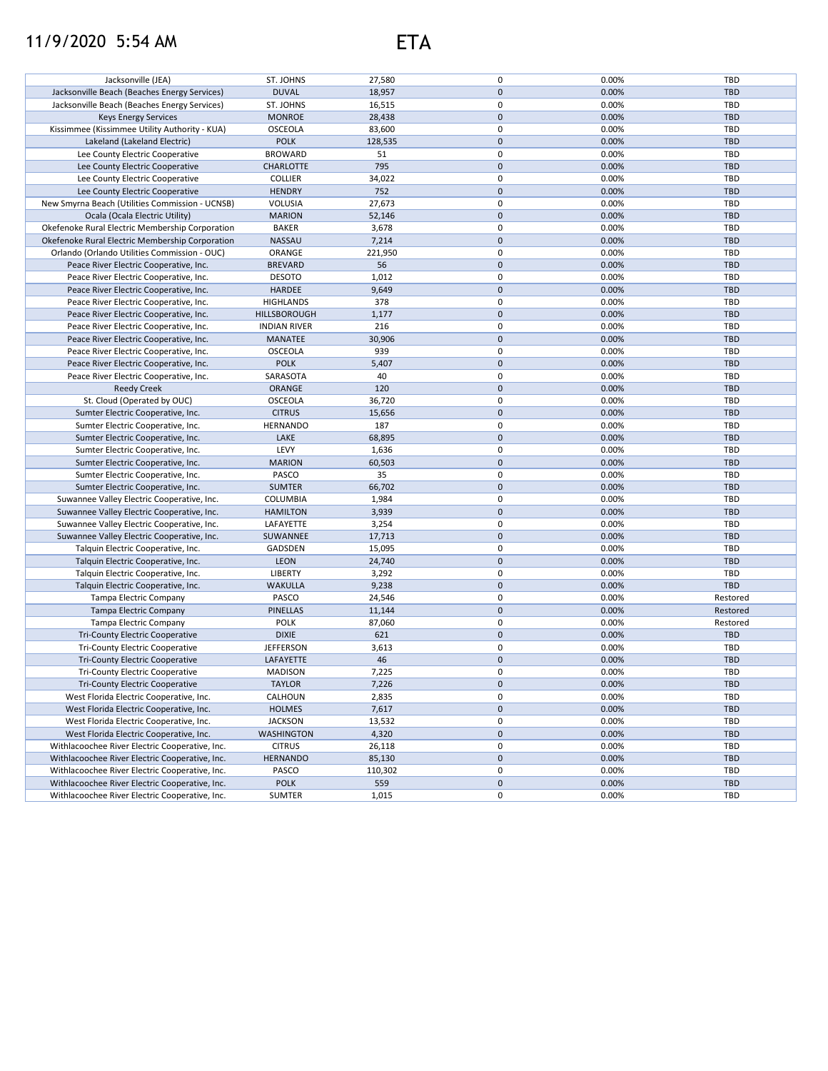| | | | | | |
|---|---|---|---|---|---|
| Jacksonville (JEA) | ST. JOHNS | 27,580 | 0 | 0.00% | TBD |
| Jacksonville Beach (Beaches Energy Services) | DUVAL | 18,957 | 0 | 0.00% | TBD |
| Jacksonville Beach (Beaches Energy Services) | ST. JOHNS | 16,515 | 0 | 0.00% | TBD |
| Keys Energy Services | MONROE | 28,438 | 0 | 0.00% | TBD |
| Kissimmee (Kissimmee Utility Authority - KUA) | OSCEOLA | 83,600 | 0 | 0.00% | TBD |
| Lakeland (Lakeland Electric) | POLK | 128,535 | 0 | 0.00% | TBD |
| Lee County Electric Cooperative | BROWARD | 51 | 0 | 0.00% | TBD |
| Lee County Electric Cooperative | CHARLOTTE | 795 | 0 | 0.00% | TBD |
| Lee County Electric Cooperative | COLLIER | 34,022 | 0 | 0.00% | TBD |
| Lee County Electric Cooperative | HENDRY | 752 | 0 | 0.00% | TBD |
| New Smyrna Beach (Utilities Commission - UCNSB) | VOLUSIA | 27,673 | 0 | 0.00% | TBD |
| Ocala (Ocala Electric Utility) | MARION | 52,146 | 0 | 0.00% | TBD |
| Okefenoke Rural Electric Membership Corporation | BAKER | 3,678 | 0 | 0.00% | TBD |
| Okefenoke Rural Electric Membership Corporation | NASSAU | 7,214 | 0 | 0.00% | TBD |
| Orlando (Orlando Utilities Commission - OUC) | ORANGE | 221,950 | 0 | 0.00% | TBD |
| Peace River Electric Cooperative, Inc. | BREVARD | 56 | 0 | 0.00% | TBD |
| Peace River Electric Cooperative, Inc. | DESOTO | 1,012 | 0 | 0.00% | TBD |
| Peace River Electric Cooperative, Inc. | HARDEE | 9,649 | 0 | 0.00% | TBD |
| Peace River Electric Cooperative, Inc. | HIGHLANDS | 378 | 0 | 0.00% | TBD |
| Peace River Electric Cooperative, Inc. | HILLSBOROUGH | 1,177 | 0 | 0.00% | TBD |
| Peace River Electric Cooperative, Inc. | INDIAN RIVER | 216 | 0 | 0.00% | TBD |
| Peace River Electric Cooperative, Inc. | MANATEE | 30,906 | 0 | 0.00% | TBD |
| Peace River Electric Cooperative, Inc. | OSCEOLA | 939 | 0 | 0.00% | TBD |
| Peace River Electric Cooperative, Inc. | POLK | 5,407 | 0 | 0.00% | TBD |
| Peace River Electric Cooperative, Inc. | SARASOTA | 40 | 0 | 0.00% | TBD |
| Reedy Creek | ORANGE | 120 | 0 | 0.00% | TBD |
| St. Cloud (Operated by OUC) | OSCEOLA | 36,720 | 0 | 0.00% | TBD |
| Sumter Electric Cooperative, Inc. | CITRUS | 15,656 | 0 | 0.00% | TBD |
| Sumter Electric Cooperative, Inc. | HERNANDO | 187 | 0 | 0.00% | TBD |
| Sumter Electric Cooperative, Inc. | LAKE | 68,895 | 0 | 0.00% | TBD |
| Sumter Electric Cooperative, Inc. | LEVY | 1,636 | 0 | 0.00% | TBD |
| Sumter Electric Cooperative, Inc. | MARION | 60,503 | 0 | 0.00% | TBD |
| Sumter Electric Cooperative, Inc. | PASCO | 35 | 0 | 0.00% | TBD |
| Sumter Electric Cooperative, Inc. | SUMTER | 66,702 | 0 | 0.00% | TBD |
| Suwannee Valley Electric Cooperative, Inc. | COLUMBIA | 1,984 | 0 | 0.00% | TBD |
| Suwannee Valley Electric Cooperative, Inc. | HAMILTON | 3,939 | 0 | 0.00% | TBD |
| Suwannee Valley Electric Cooperative, Inc. | LAFAYETTE | 3,254 | 0 | 0.00% | TBD |
| Suwannee Valley Electric Cooperative, Inc. | SUWANNEE | 17,713 | 0 | 0.00% | TBD |
| Talquin Electric Cooperative, Inc. | GADSDEN | 15,095 | 0 | 0.00% | TBD |
| Talquin Electric Cooperative, Inc. | LEON | 24,740 | 0 | 0.00% | TBD |
| Talquin Electric Cooperative, Inc. | LIBERTY | 3,292 | 0 | 0.00% | TBD |
| Talquin Electric Cooperative, Inc. | WAKULLA | 9,238 | 0 | 0.00% | TBD |
| Tampa Electric Company | PASCO | 24,546 | 0 | 0.00% | Restored |
| Tampa Electric Company | PINELLAS | 11,144 | 0 | 0.00% | Restored |
| Tampa Electric Company | POLK | 87,060 | 0 | 0.00% | Restored |
| Tri-County Electric Cooperative | DIXIE | 621 | 0 | 0.00% | TBD |
| Tri-County Electric Cooperative | JEFFERSON | 3,613 | 0 | 0.00% | TBD |
| Tri-County Electric Cooperative | LAFAYETTE | 46 | 0 | 0.00% | TBD |
| Tri-County Electric Cooperative | MADISON | 7,225 | 0 | 0.00% | TBD |
| Tri-County Electric Cooperative | TAYLOR | 7,226 | 0 | 0.00% | TBD |
| West Florida Electric Cooperative, Inc. | CALHOUN | 2,835 | 0 | 0.00% | TBD |
| West Florida Electric Cooperative, Inc. | HOLMES | 7,617 | 0 | 0.00% | TBD |
| West Florida Electric Cooperative, Inc. | JACKSON | 13,532 | 0 | 0.00% | TBD |
| West Florida Electric Cooperative, Inc. | WASHINGTON | 4,320 | 0 | 0.00% | TBD |
| Withlacoochee River Electric Cooperative, Inc. | CITRUS | 26,118 | 0 | 0.00% | TBD |
| Withlacoochee River Electric Cooperative, Inc. | HERNANDO | 85,130 | 0 | 0.00% | TBD |
| Withlacoochee River Electric Cooperative, Inc. | PASCO | 110,302 | 0 | 0.00% | TBD |
| Withlacoochee River Electric Cooperative, Inc. | POLK | 559 | 0 | 0.00% | TBD |
| Withlacoochee River Electric Cooperative, Inc. | SUMTER | 1,015 | 0 | 0.00% | TBD |